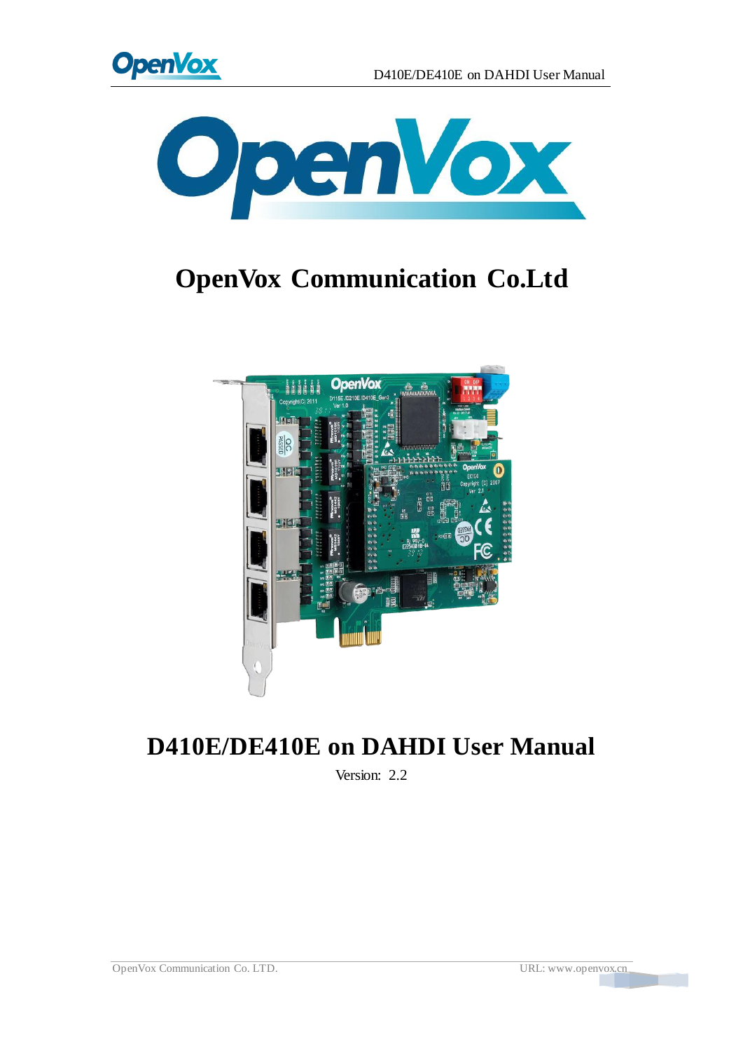# OpenVox Communication Co.Ltd

# D410E/DE410E on DAHDI User Manual

Version: 2.2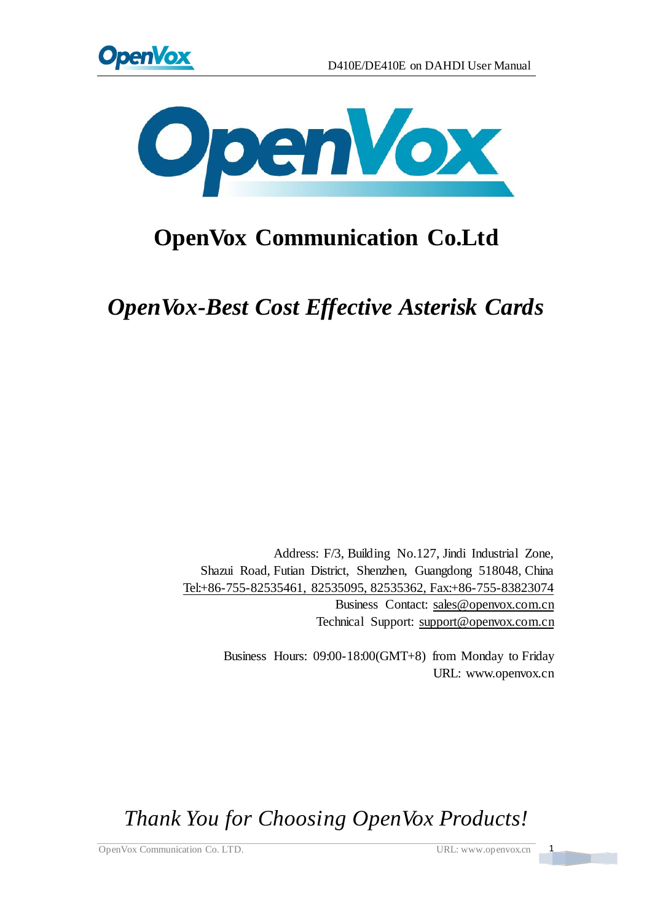# OpenVox Communication Co.Ltd

## *OpenVox-Best Cost Effective Asterisk Cards*

Address: F/3, Building No.127, Jindi Industrial Zone,
Shazui Road, Futian District, Shenzhen, Guangdong 518048, China
Tel:+86-755-82535461, 82535095, 82535362, Fax:+86-755-83823074
Business Contact: sales@openvox.com.cn
Technical Support: support@openvox.com.cn

Business Hours: 09:00-18:00(GMT+8) from Monday to Friday
URL: www.openvox.cn

*Thank You for Choosing OpenVox Products!*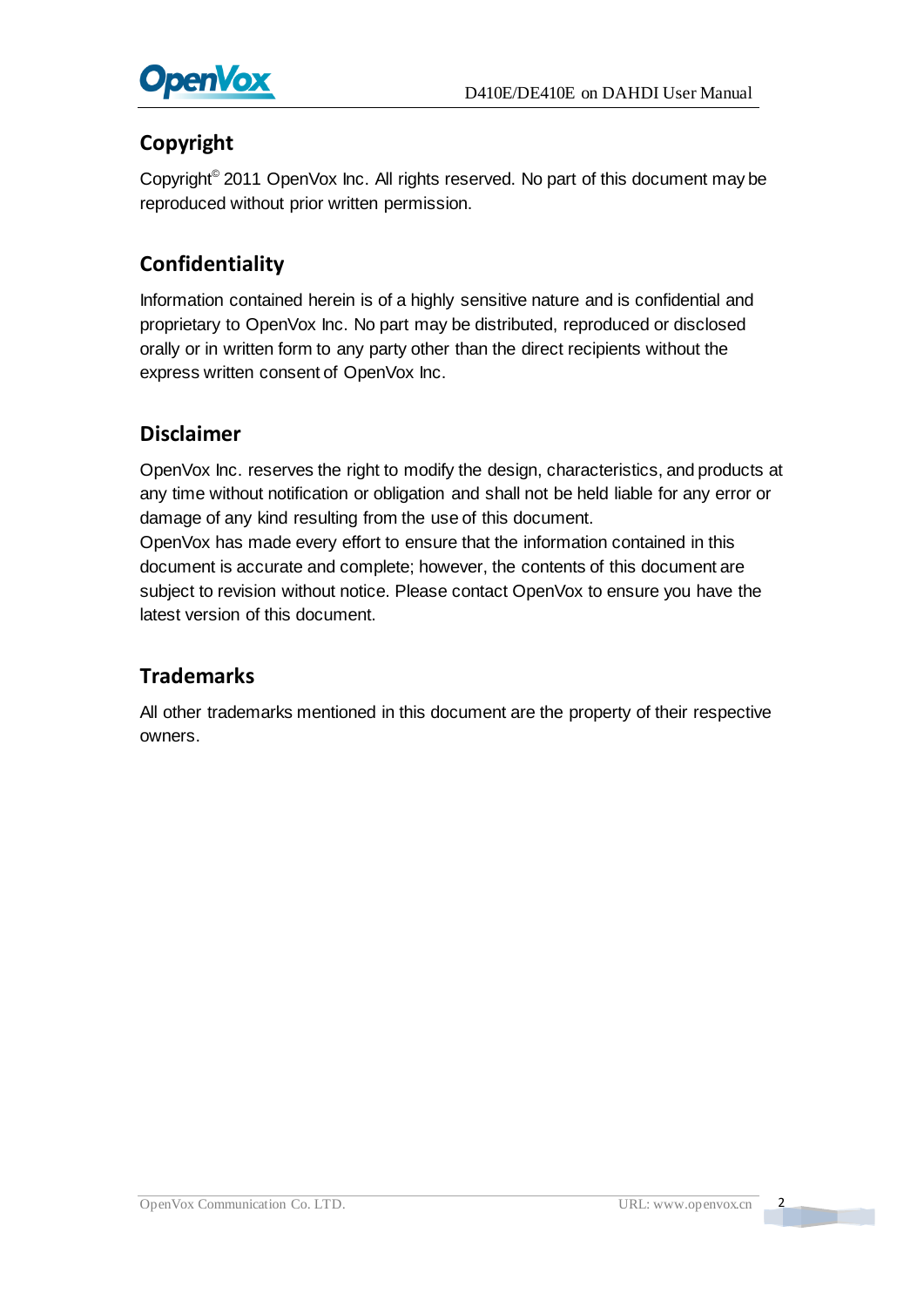## Copyright

Copyright© 2011 OpenVox Inc. All rights reserved. No part of this document may be reproduced without prior written permission.

## Confidentiality

Information contained herein is of a highly sensitive nature and is confidential and proprietary to OpenVox Inc. No part may be distributed, reproduced or disclosed orally or in written form to any party other than the direct recipients without the express written consent of OpenVox Inc.

## Disclaimer

OpenVox Inc. reserves the right to modify the design, characteristics, and products at any time without notification or obligation and shall not be held liable for any error or damage of any kind resulting from the use of this document.

OpenVox has made every effort to ensure that the information contained in this document is accurate and complete; however, the contents of this document are subject to revision without notice. Please contact OpenVox to ensure you have the latest version of this document.

## Trademarks

All other trademarks mentioned in this document are the property of their respective owners.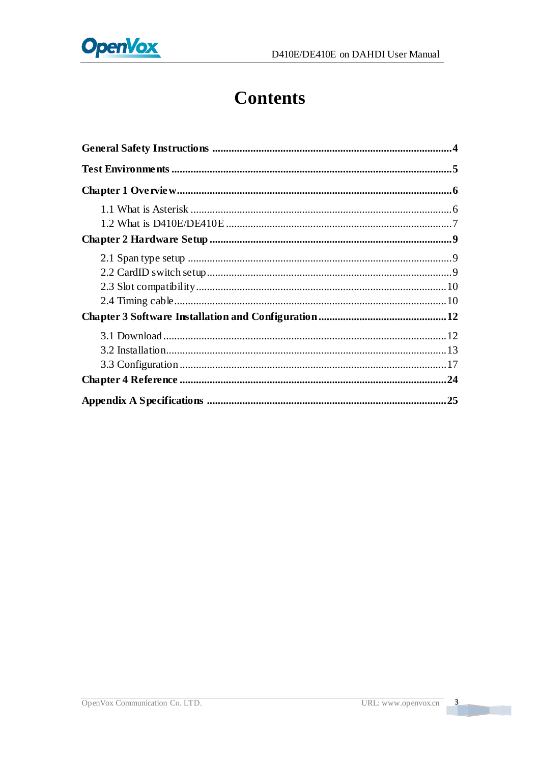# Contents

**General Safety Instructions ........................................................................................ 4**

**Test Environments ...................................................................................................... 5**

**Chapter 1 Overview ...................................................................................................... 6**

- 1.1 What is Asterisk ................................................................................................ 6
- 1.2 What is D410E/DE410E ................................................................................... 7

**Chapter 2 Hardware Setup ........................................................................................... 9**

- 2.1 Span type setup ................................................................................................ 9
- 2.2 CardID switch setup .......................................................................................... 9
- 2.3 Slot compatibility ............................................................................................. 10
- 2.4 Timing cable .................................................................................................... 10

**Chapter 3 Software Installation and Configuration ..................................................... 12**

- 3.1 Download ........................................................................................................ 12
- 3.2 Installation ....................................................................................................... 13
- 3.3 Configuration ................................................................................................... 17

**Chapter 4 Reference .................................................................................................... 24**

**Appendix A Specifications .......................................................................................... 25**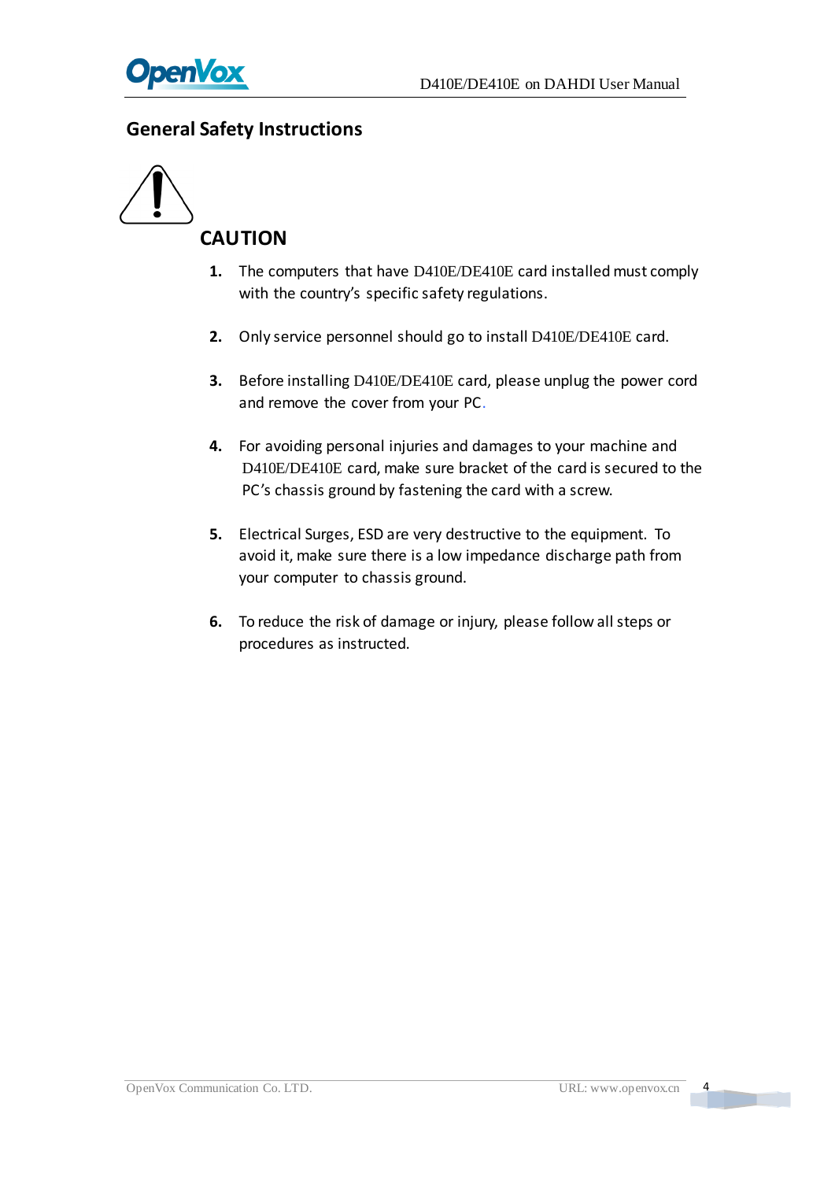## General Safety Instructions

### CAUTION

1. The computers that have D410E/DE410E card installed must comply with the country's specific safety regulations.

2. Only service personnel should go to install D410E/DE410E card.

3. Before installing D410E/DE410E card, please unplug the power cord and remove the cover from your PC.

4. For avoiding personal injuries and damages to your machine and D410E/DE410E card, make sure bracket of the card is secured to the PC's chassis ground by fastening the card with a screw.

5. Electrical Surges, ESD are very destructive to the equipment. To avoid it, make sure there is a low impedance discharge path from your computer to chassis ground.

6. To reduce the risk of damage or injury, please follow all steps or procedures as instructed.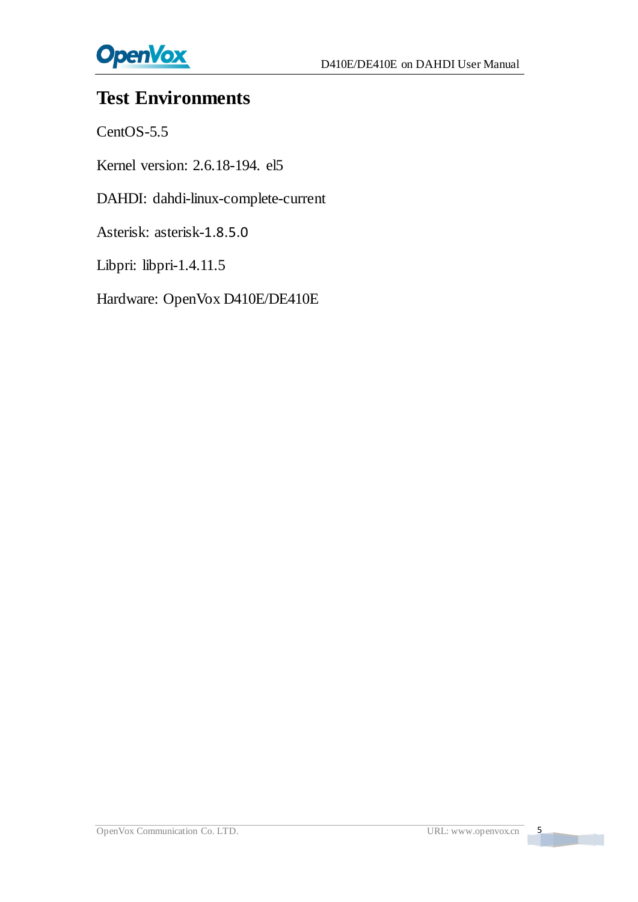# Test Environments

CentOS-5.5

Kernel version: 2.6.18-194. el5

DAHDI: dahdi-linux-complete-current

Asterisk: asterisk-1.8.5.0

Libpri: libpri-1.4.11.5

Hardware: OpenVox D410E/DE410E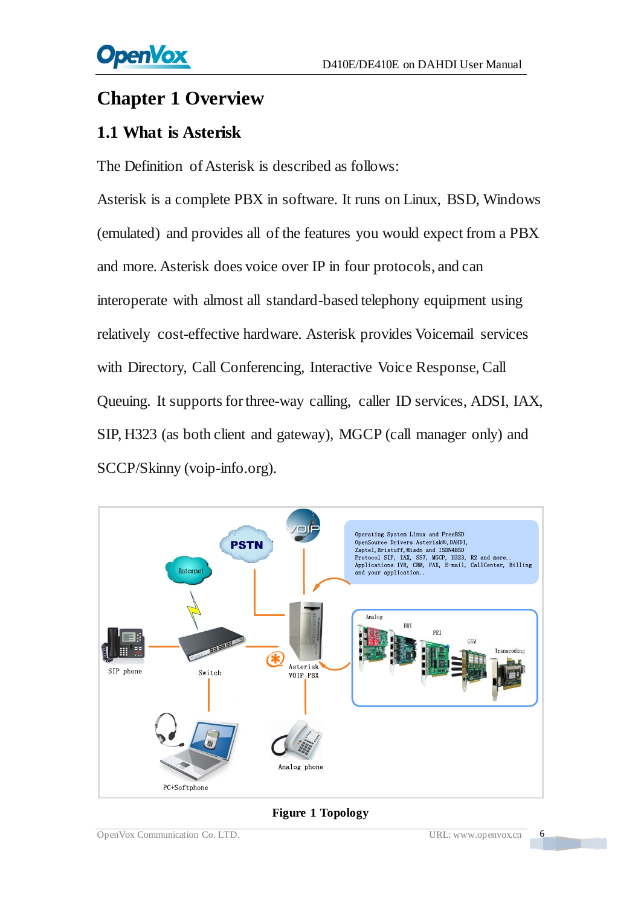# Chapter 1 Overview

## 1.1 What is Asterisk

The Definition of Asterisk is described as follows:

Asterisk is a complete PBX in software. It runs on Linux, BSD, Windows (emulated) and provides all of the features you would expect from a PBX and more. Asterisk does voice over IP in four protocols, and can interoperate with almost all standard-based telephony equipment using relatively cost-effective hardware. Asterisk provides Voicemail services with Directory, Call Conferencing, Interactive Voice Response, Call Queuing. It supports for three-way calling, caller ID services, ADSI, IAX, SIP, H323 (as both client and gateway), MGCP (call manager only) and SCCP/Skinny (voip-info.org).

**Figure 1 Topology**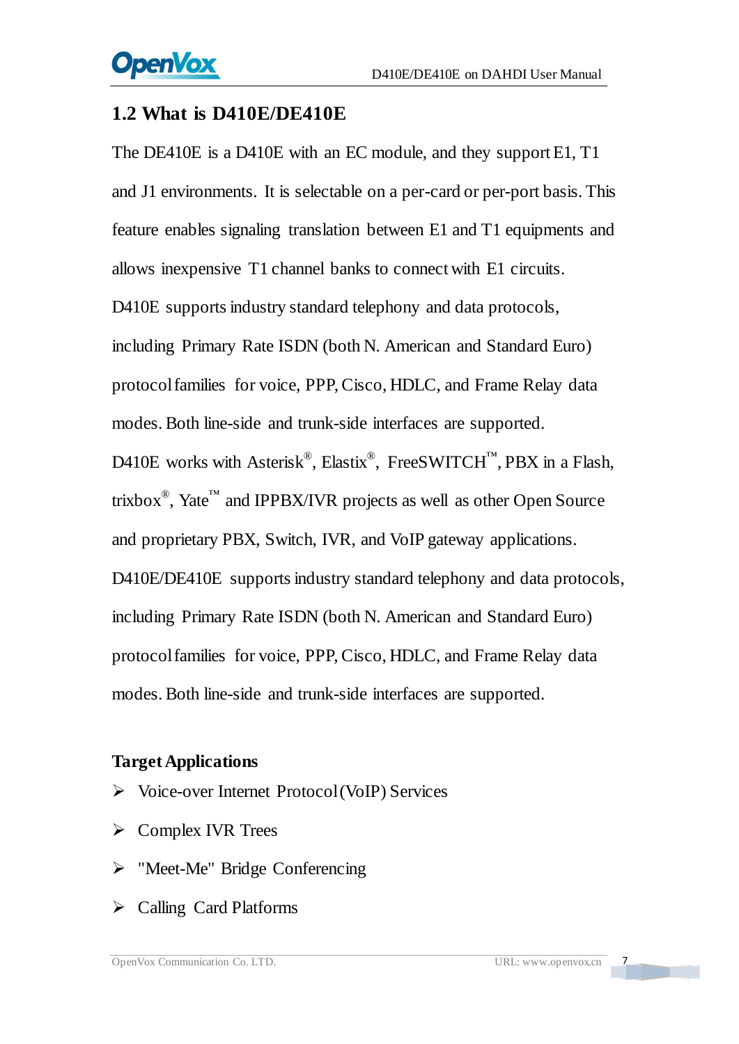## 1.2 What is D410E/DE410E

The DE410E is a D410E with an EC module, and they support E1, T1 and J1 environments. It is selectable on a per-card or per-port basis. This feature enables signaling translation between E1 and T1 equipments and allows inexpensive T1 channel banks to connect with E1 circuits.

D410E supports industry standard telephony and data protocols, including Primary Rate ISDN (both N. American and Standard Euro) protocol families for voice, PPP, Cisco, HDLC, and Frame Relay data modes. Both line-side and trunk-side interfaces are supported.

D410E works with Asterisk®, Elastix®, FreeSWITCH™, PBX in a Flash, trixbox®, Yate™ and IPPBX/IVR projects as well as other Open Source and proprietary PBX, Switch, IVR, and VoIP gateway applications.

D410E/DE410E supports industry standard telephony and data protocols, including Primary Rate ISDN (both N. American and Standard Euro) protocol families for voice, PPP, Cisco, HDLC, and Frame Relay data modes. Both line-side and trunk-side interfaces are supported.

**Target Applications**

- Voice-over Internet Protocol (VoIP) Services
- Complex IVR Trees
- "Meet-Me" Bridge Conferencing
- Calling Card Platforms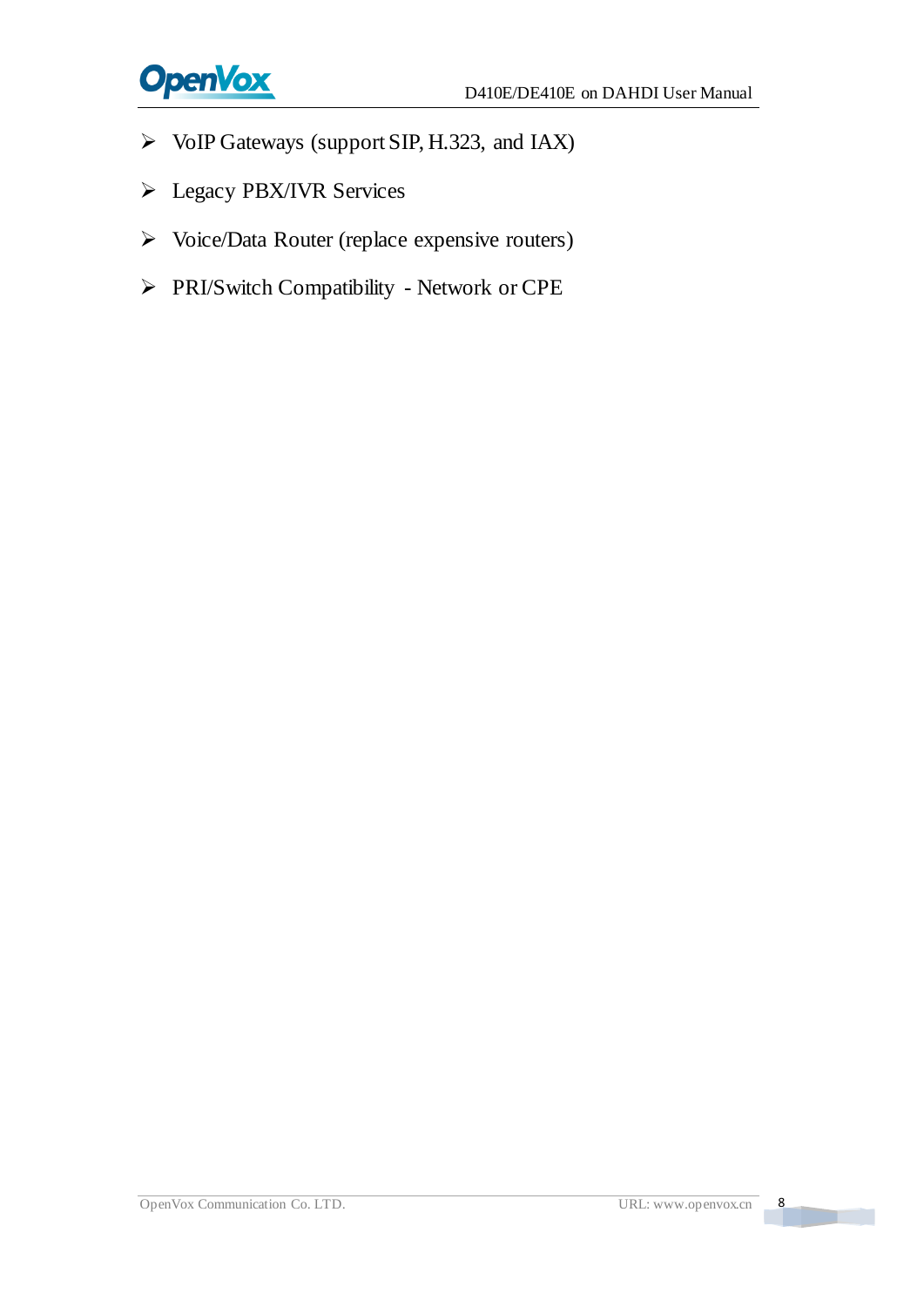- VoIP Gateways (support SIP, H.323, and IAX)
- Legacy PBX/IVR Services
- Voice/Data Router (replace expensive routers)
- PRI/Switch Compatibility - Network or CPE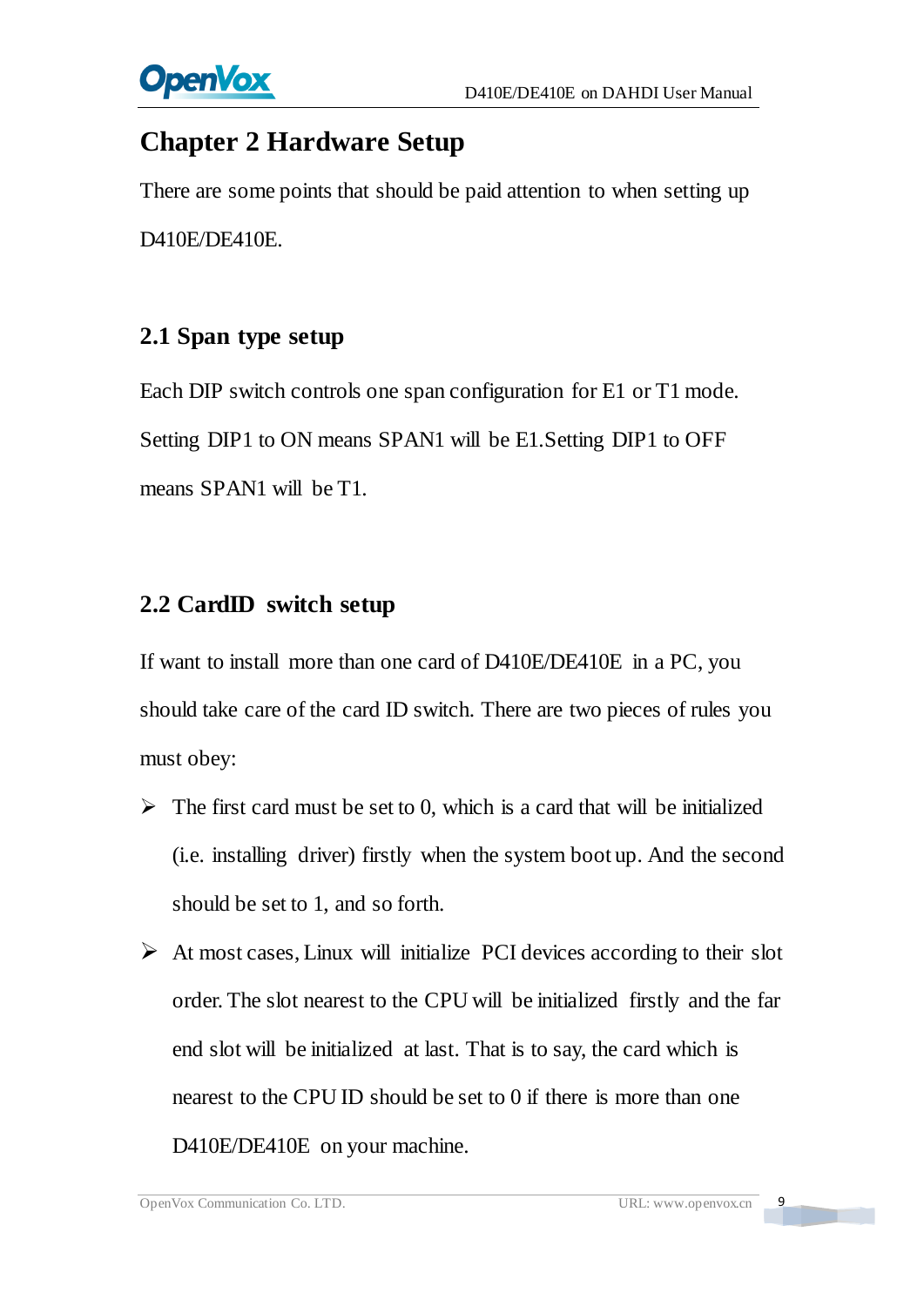# Chapter 2 Hardware Setup

There are some points that should be paid attention to when setting up D410E/DE410E.

## 2.1 Span type setup

Each DIP switch controls one span configuration for E1 or T1 mode. Setting DIP1 to ON means SPAN1 will be E1.Setting DIP1 to OFF means SPAN1 will be T1.

## 2.2 CardID switch setup

If want to install more than one card of D410E/DE410E in a PC, you should take care of the card ID switch. There are two pieces of rules you must obey:

- The first card must be set to 0, which is a card that will be initialized (i.e. installing driver) firstly when the system boot up. And the second should be set to 1, and so forth.
- At most cases, Linux will initialize PCI devices according to their slot order. The slot nearest to the CPU will be initialized firstly and the far end slot will be initialized at last. That is to say, the card which is nearest to the CPU ID should be set to 0 if there is more than one D410E/DE410E on your machine.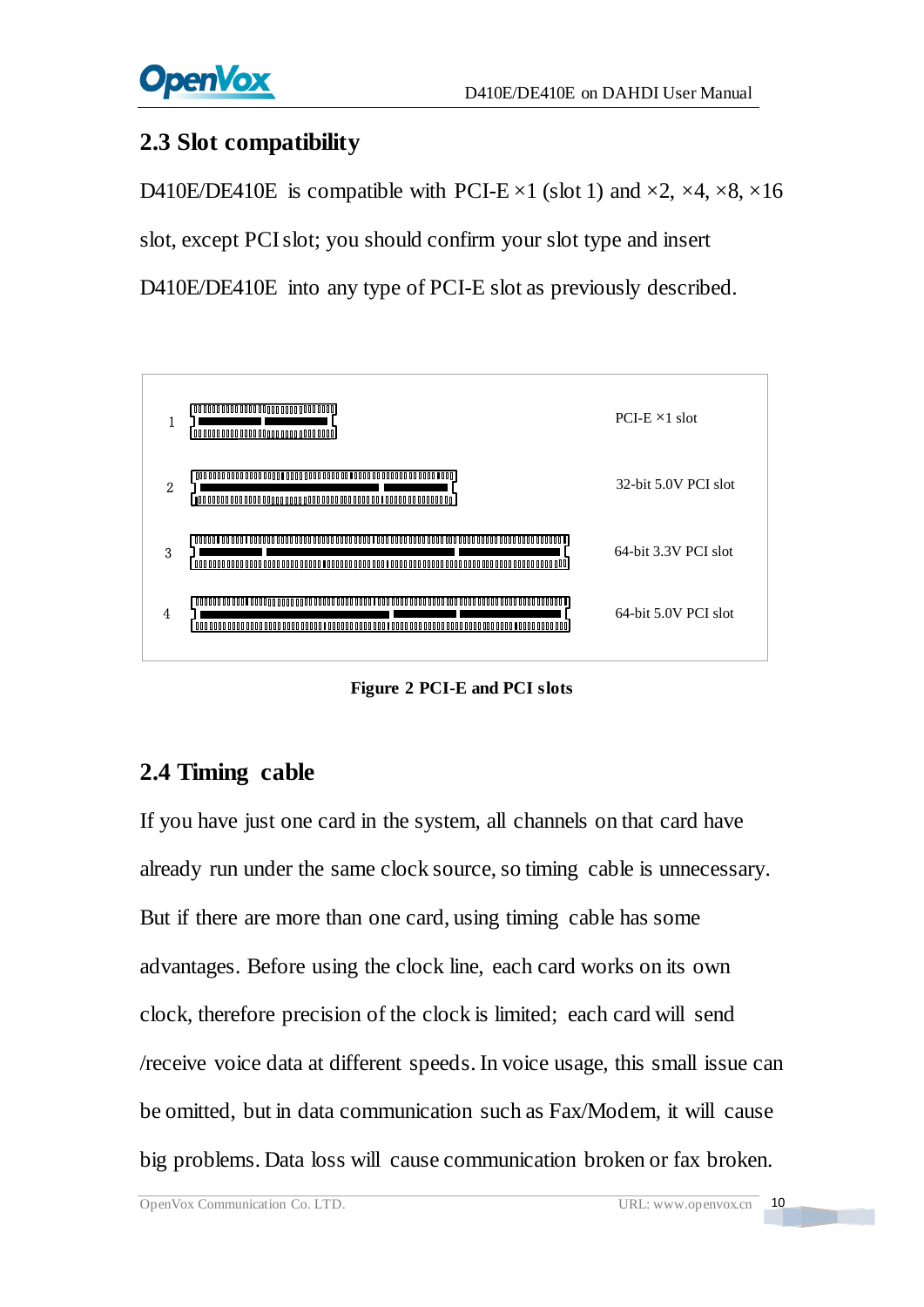## 2.3 Slot compatibility

D410E/DE410E is compatible with PCI-E ×1 (slot 1) and ×2, ×4, ×8, ×16 slot, except PCI slot; you should confirm your slot type and insert D410E/DE410E into any type of PCI-E slot as previously described.

| | |
|---|---|
| 1 | PCI-E ×1 slot |
| 2 | 32-bit 5.0V PCI slot |
| 3 | 64-bit 3.3V PCI slot |
| 4 | 64-bit 5.0V PCI slot |

**Figure 2 PCI-E and PCI slots**

## 2.4 Timing cable

If you have just one card in the system, all channels on that card have already run under the same clock source, so timing cable is unnecessary. But if there are more than one card, using timing cable has some advantages. Before using the clock line, each card works on its own clock, therefore precision of the clock is limited; each card will send /receive voice data at different speeds. In voice usage, this small issue can be omitted, but in data communication such as Fax/Modem, it will cause big problems. Data loss will cause communication broken or fax broken.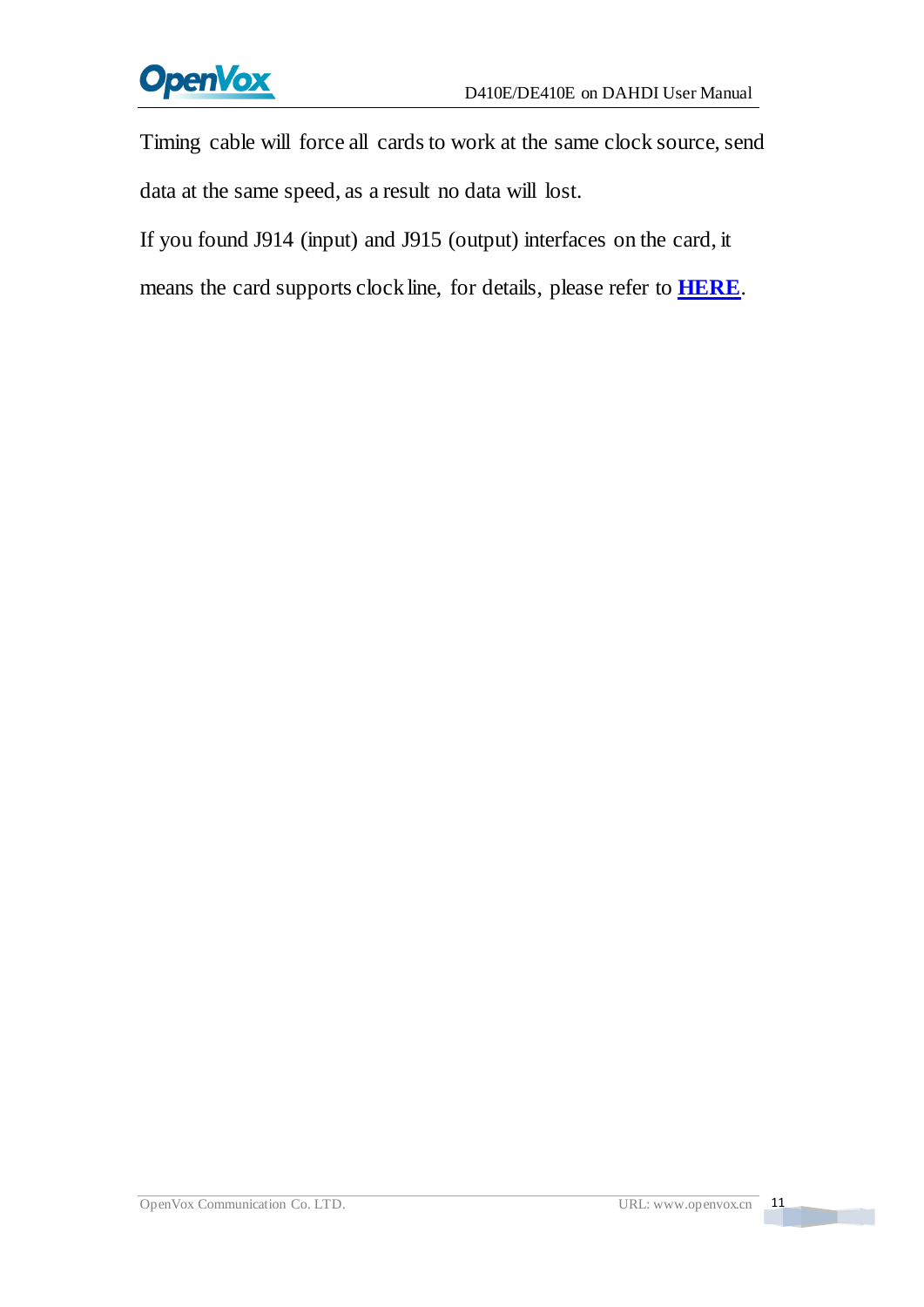Timing cable will force all cards to work at the same clock source, send data at the same speed, as a result no data will lost.

If you found J914 (input) and J915 (output) interfaces on the card, it means the card supports clock line, for details, please refer to **HERE**.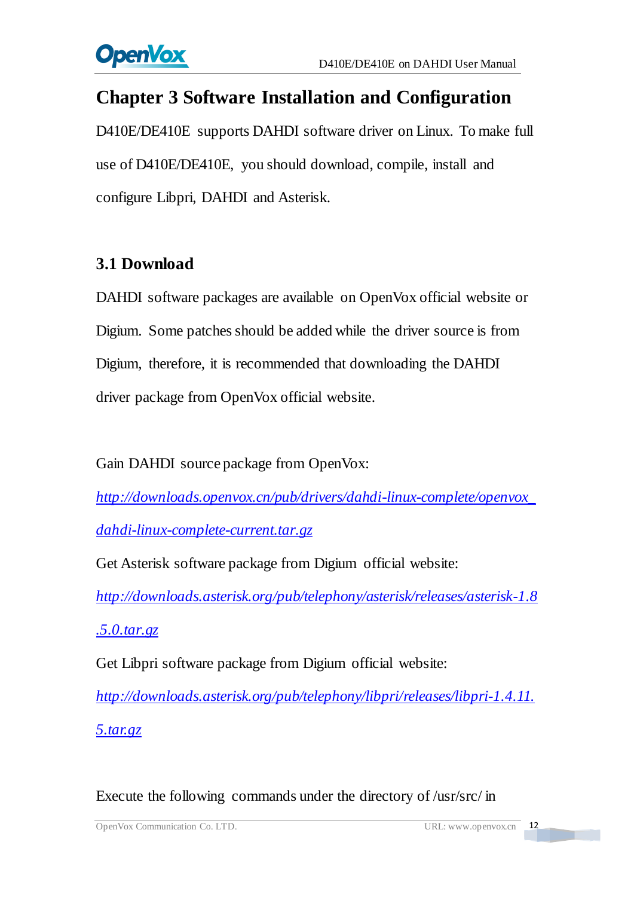# Chapter 3 Software Installation and Configuration

D410E/DE410E supports DAHDI software driver on Linux. To make full use of D410E/DE410E, you should download, compile, install and configure Libpri, DAHDI and Asterisk.

## 3.1 Download

DAHDI software packages are available on OpenVox official website or Digium. Some patches should be added while the driver source is from Digium, therefore, it is recommended that downloading the DAHDI driver package from OpenVox official website.

Gain DAHDI source package from OpenVox:

*http://downloads.openvox.cn/pub/drivers/dahdi-linux-complete/openvox_dahdi-linux-complete-current.tar.gz*

Get Asterisk software package from Digium official website:

*http://downloads.asterisk.org/pub/telephony/asterisk/releases/asterisk-1.8.5.0.tar.gz*

Get Libpri software package from Digium official website:

*http://downloads.asterisk.org/pub/telephony/libpri/releases/libpri-1.4.11.5.tar.gz*

Execute the following commands under the directory of /usr/src/ in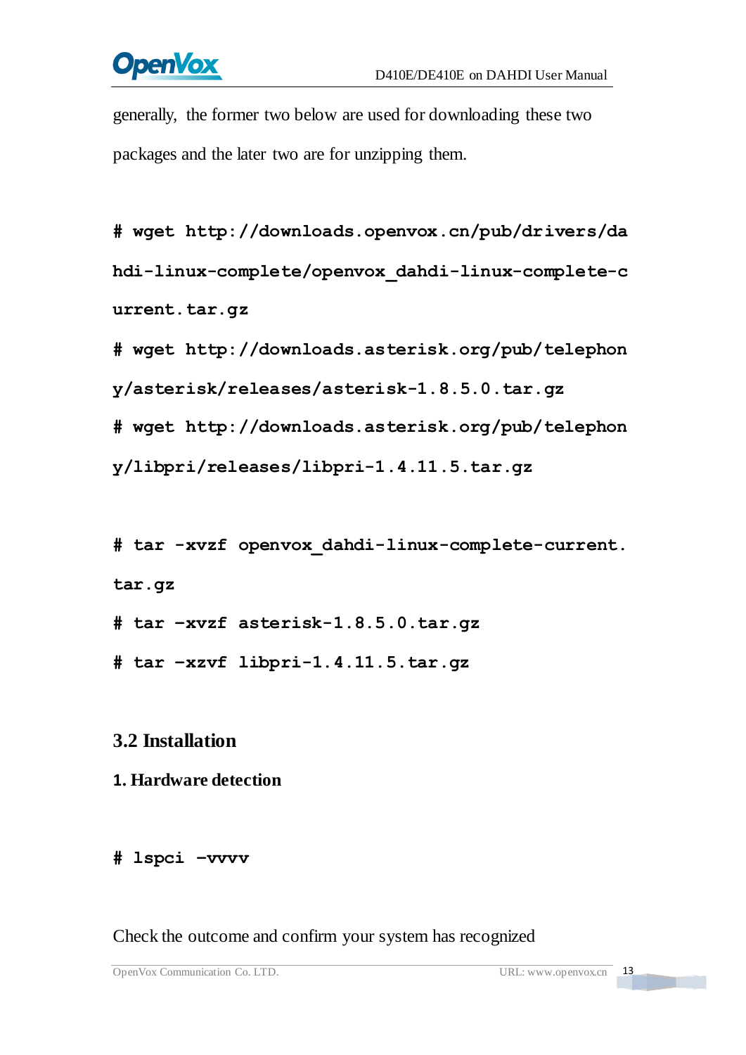generally, the former two below are used for downloading these two packages and the later two are for unzipping them.

```
# wget http://downloads.openvox.cn/pub/drivers/dahdi-linux-complete/openvox_dahdi-linux-complete-current.tar.gz
# wget http://downloads.asterisk.org/pub/telephony/asterisk/releases/asterisk-1.8.5.0.tar.gz
# wget http://downloads.asterisk.org/pub/telephony/libpri/releases/libpri-1.4.11.5.tar.gz
```

```
# tar -xvzf openvox_dahdi-linux-complete-current.tar.gz
# tar –xvzf asterisk-1.8.5.0.tar.gz
# tar –xzvf libpri-1.4.11.5.tar.gz
```

## 3.2 Installation

**1. Hardware detection**

```
# lspci –vvvv
```

Check the outcome and confirm your system has recognized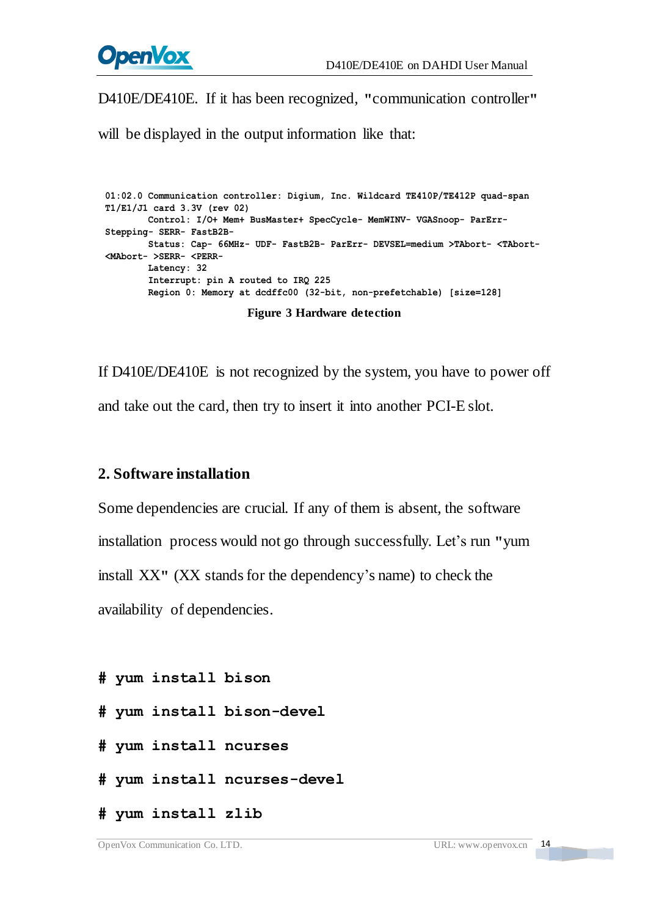D410E/DE410E. If it has been recognized, "communication controller" will be displayed in the output information like that:

```
01:02.0 Communication controller: Digium, Inc. Wildcard TE410P/TE412P quad-span
T1/E1/J1 card 3.3V (rev 02)
        Control: I/O+ Mem+ BusMaster+ SpecCycle- MemWINV- VGASnoop- ParErr-
Stepping- SERR- FastB2B-
        Status: Cap- 66MHz- UDF- FastB2B- ParErr- DEVSEL=medium >TAbort- <TAbort-
<MAbort- >SERR- <PERR-
        Latency: 32
        Interrupt: pin A routed to IRQ 225
        Region 0: Memory at dcdffc00 (32-bit, non-prefetchable) [size=128]
```

**Figure 3 Hardware detection**

If D410E/DE410E is not recognized by the system, you have to power off and take out the card, then try to insert it into another PCI-E slot.

## 2. Software installation

Some dependencies are crucial. If any of them is absent, the software installation process would not go through successfully. Let's run "yum install XX" (XX stands for the dependency's name) to check the availability of dependencies.

```
# yum install bison
# yum install bison-devel
# yum install ncurses
# yum install ncurses-devel
# yum install zlib
```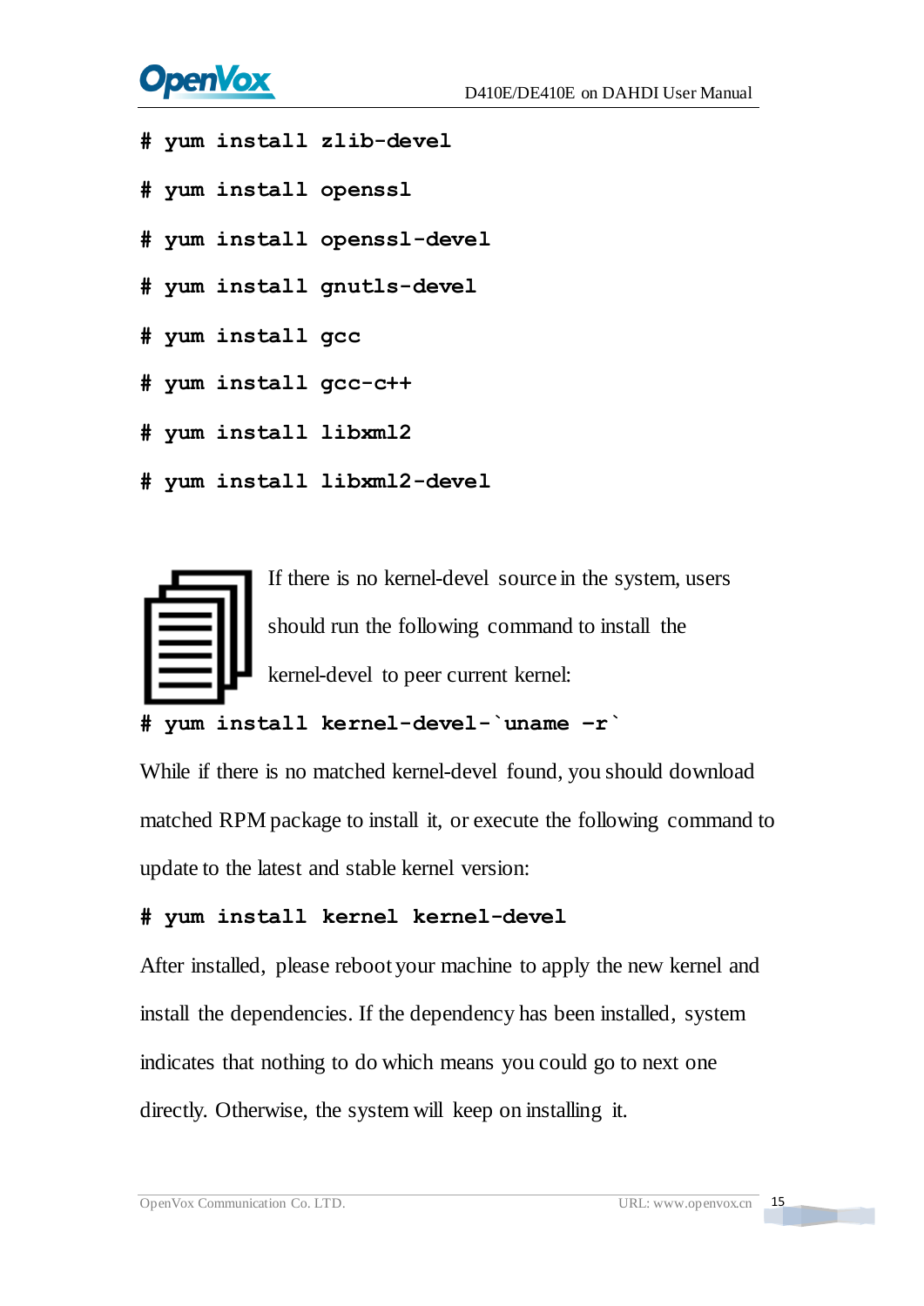```
# yum install zlib-devel
# yum install openssl
# yum install openssl-devel
# yum install gnutls-devel
# yum install gcc
# yum install gcc-c++
# yum install libxml2
# yum install libxml2-devel
```

If there is no kernel-devel source in the system, users should run the following command to install the kernel-devel to peer current kernel:

```
# yum install kernel-devel-`uname -r`
```

While if there is no matched kernel-devel found, you should download matched RPM package to install it, or execute the following command to update to the latest and stable kernel version:

```
# yum install kernel kernel-devel
```

After installed, please reboot your machine to apply the new kernel and install the dependencies. If the dependency has been installed, system indicates that nothing to do which means you could go to next one directly. Otherwise, the system will keep on installing it.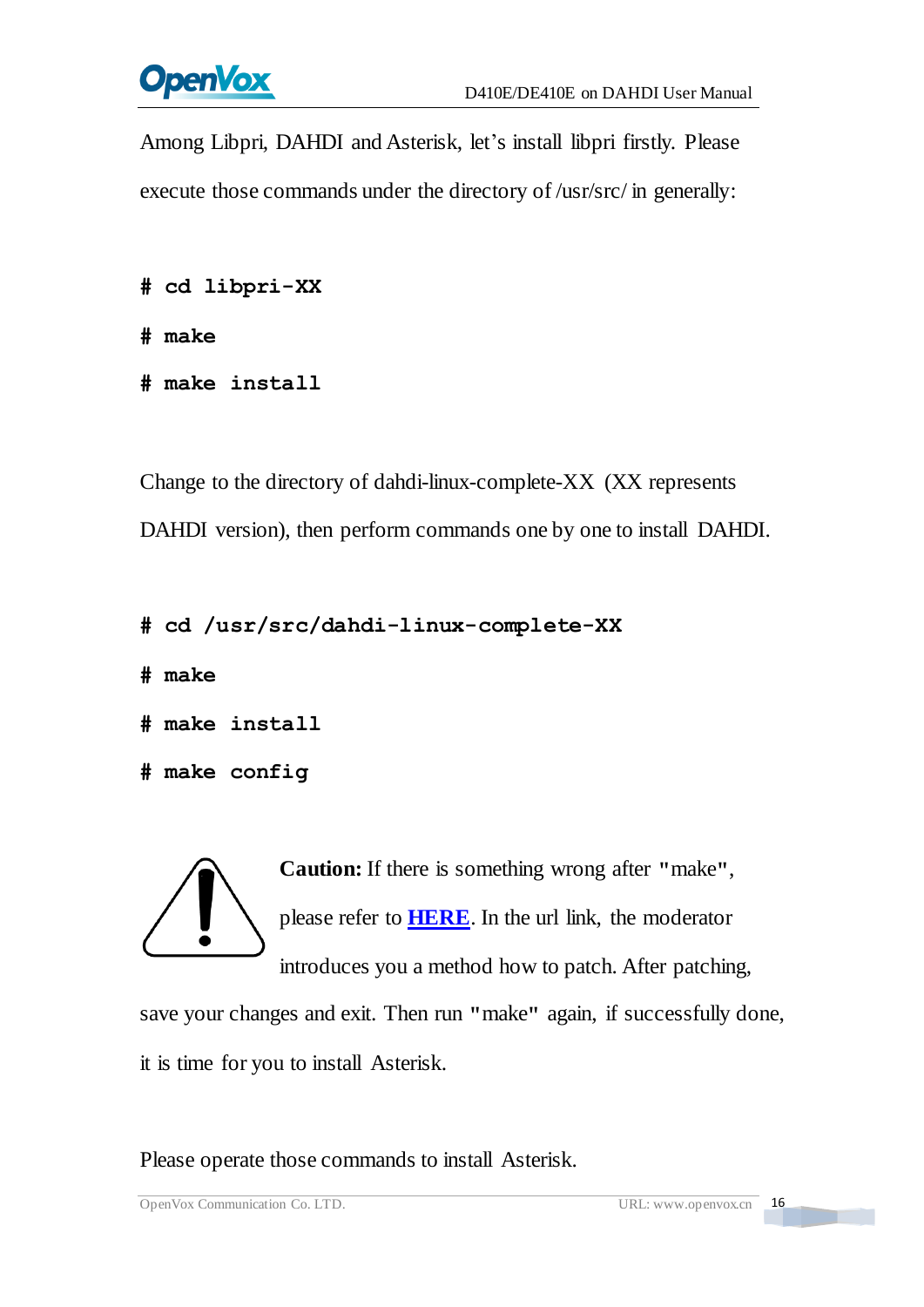Among Libpri, DAHDI and Asterisk, let's install libpri firstly. Please execute those commands under the directory of /usr/src/ in generally:

```
# cd libpri-XX
# make
# make install
```

Change to the directory of dahdi-linux-complete-XX (XX represents DAHDI version), then perform commands one by one to install DAHDI.

```
# cd /usr/src/dahdi-linux-complete-XX
# make
# make install
# make config
```

**Caution:** If there is something wrong after "make", please refer to **HERE**. In the url link, the moderator introduces you a method how to patch. After patching, save your changes and exit. Then run "make" again, if successfully done, it is time for you to install Asterisk.

Please operate those commands to install Asterisk.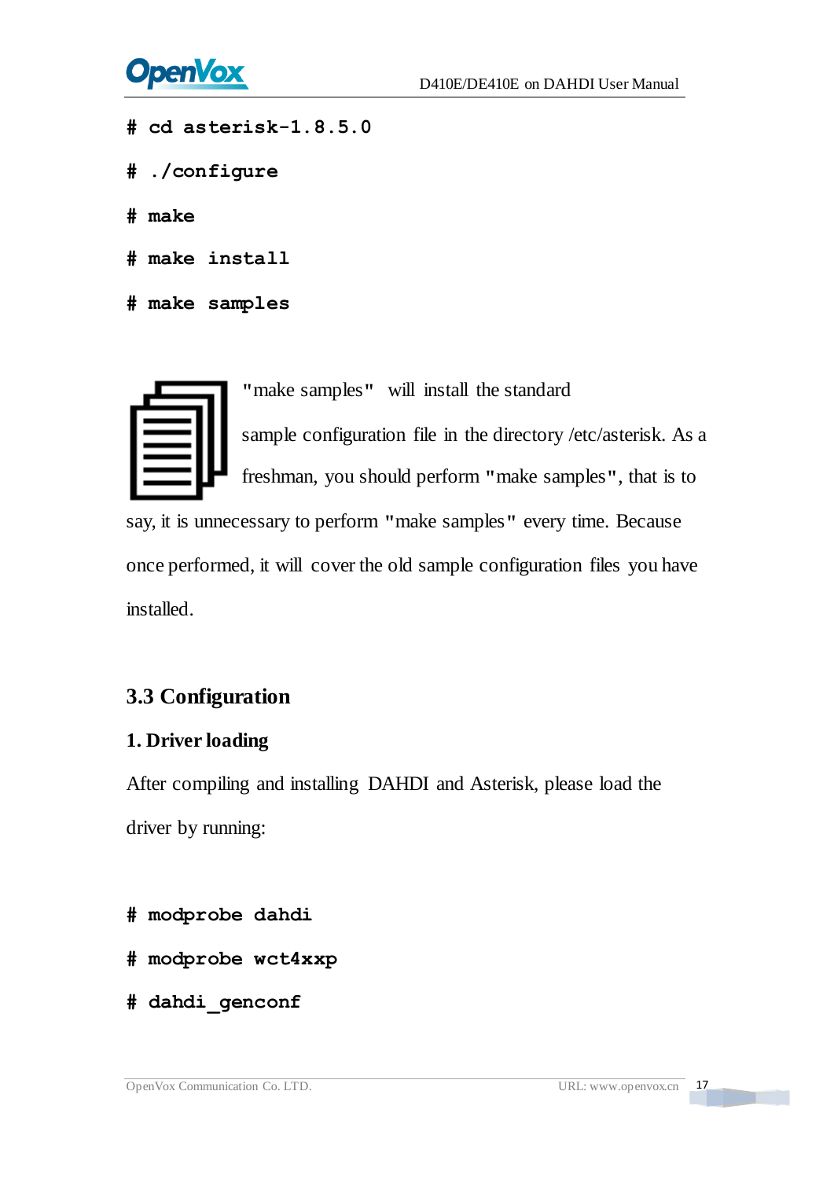```
# cd asterisk-1.8.5.0
# ./configure
# make
# make install
# make samples
```

"make samples" will install the standard sample configuration file in the directory /etc/asterisk. As a freshman, you should perform "make samples", that is to say, it is unnecessary to perform "make samples" every time. Because once performed, it will cover the old sample configuration files you have installed.

## 3.3 Configuration

### 1. Driver loading

After compiling and installing DAHDI and Asterisk, please load the driver by running:

```
# modprobe dahdi
# modprobe wct4xxp
# dahdi_genconf
```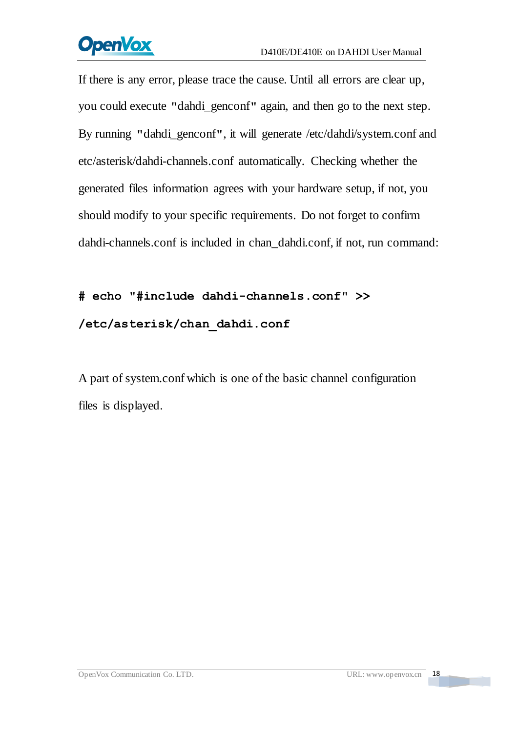If there is any error, please trace the cause. Until all errors are clear up, you could execute "dahdi_genconf" again, and then go to the next step. By running "dahdi_genconf", it will generate /etc/dahdi/system.conf and etc/asterisk/dahdi-channels.conf automatically. Checking whether the generated files information agrees with your hardware setup, if not, you should modify to your specific requirements. Do not forget to confirm dahdi-channels.conf is included in chan_dahdi.conf, if not, run command:

```
# echo "#include dahdi-channels.conf" >>
/etc/asterisk/chan_dahdi.conf
```

A part of system.conf which is one of the basic channel configuration files is displayed.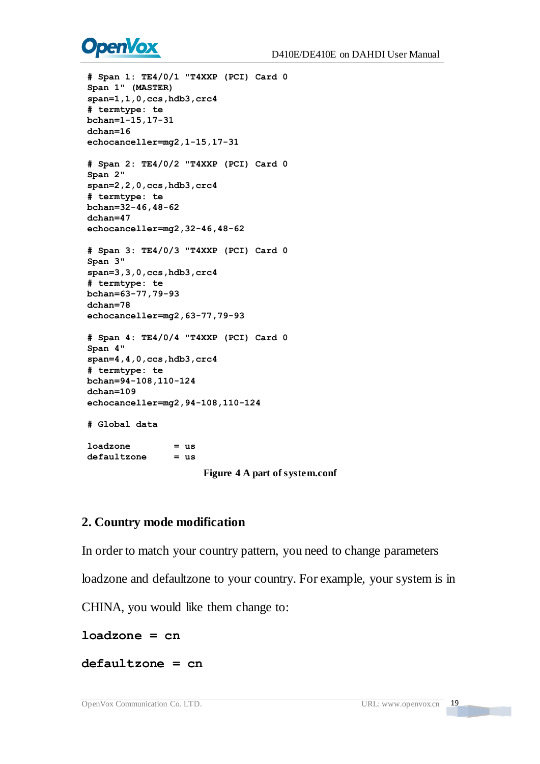```
# Span 1: TE4/0/1 "T4XXP (PCI) Card 0
Span 1" (MASTER)
span=1,1,0,ccs,hdb3,crc4
# termtype: te
bchan=1-15,17-31
dchan=16
echocanceller=mg2,1-15,17-31

# Span 2: TE4/0/2 "T4XXP (PCI) Card 0
Span 2"
span=2,2,0,ccs,hdb3,crc4
# termtype: te
bchan=32-46,48-62
dchan=47
echocanceller=mg2,32-46,48-62

# Span 3: TE4/0/3 "T4XXP (PCI) Card 0
Span 3"
span=3,3,0,ccs,hdb3,crc4
# termtype: te
bchan=63-77,79-93
dchan=78
echocanceller=mg2,63-77,79-93

# Span 4: TE4/0/4 "T4XXP (PCI) Card 0
Span 4"
span=4,4,0,ccs,hdb3,crc4
# termtype: te
bchan=94-108,110-124
dchan=109
echocanceller=mg2,94-108,110-124

# Global data

loadzone        = us
defaultzone     = us
```

**Figure 4 A part of system.conf**

## 2. Country mode modification

In order to match your country pattern, you need to change parameters loadzone and defaultzone to your country. For example, your system is in CHINA, you would like them change to:

**loadzone = cn**

**defaultzone = cn**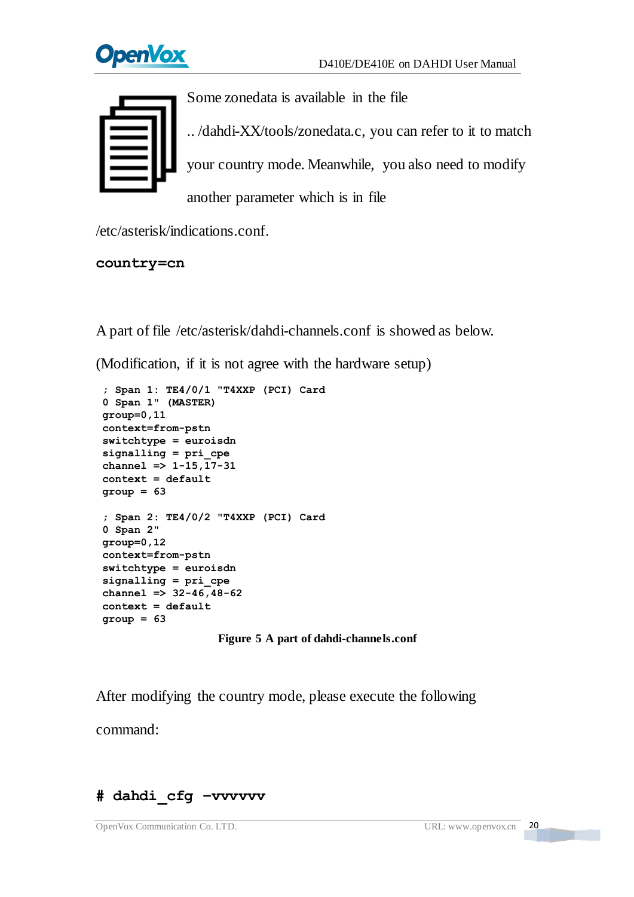Some zonedata is available in the file

.. /dahdi-XX/tools/zonedata.c, you can refer to it to match

your country mode. Meanwhile, you also need to modify

another parameter which is in file

/etc/asterisk/indications.conf.

```
country=cn
```

A part of file /etc/asterisk/dahdi-channels.conf is showed as below.

(Modification, if it is not agree with the hardware setup)

```
; Span 1: TE4/0/1 "T4XXP (PCI) Card
0 Span 1" (MASTER)
group=0,11
context=from-pstn
switchtype = euroisdn
signalling = pri_cpe
channel => 1-15,17-31
context = default
group = 63

; Span 2: TE4/0/2 "T4XXP (PCI) Card
0 Span 2"
group=0,12
context=from-pstn
switchtype = euroisdn
signalling = pri_cpe
channel => 32-46,48-62
context = default
group = 63
```

**Figure 5 A part of dahdi-channels.conf**

After modifying the country mode, please execute the following

command:

```
# dahdi_cfg –vvvvvv
```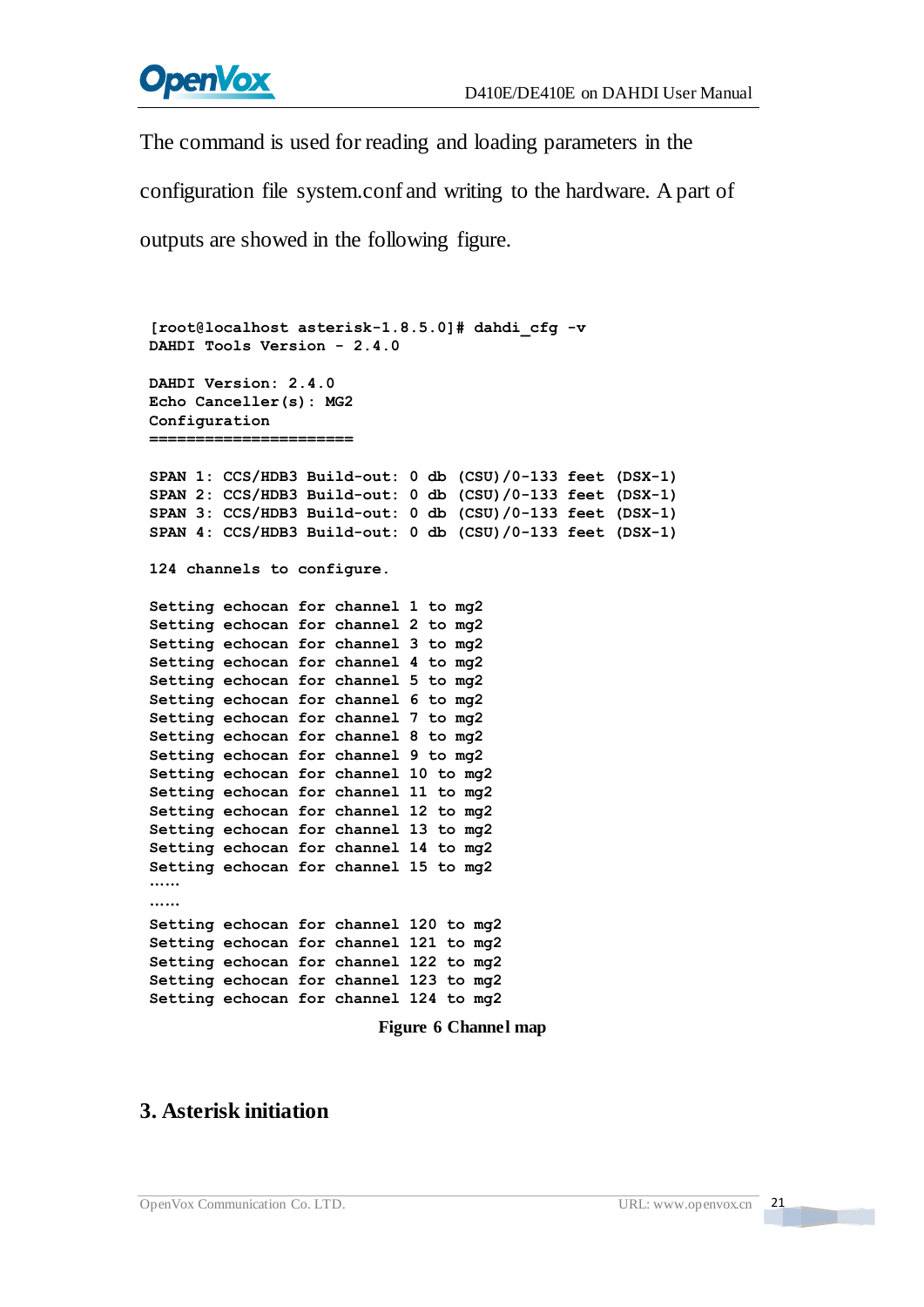The command is used for reading and loading parameters in the configuration file system.conf and writing to the hardware. A part of outputs are showed in the following figure.

```
[root@localhost asterisk-1.8.5.0]# dahdi_cfg -v
DAHDI Tools Version - 2.4.0

DAHDI Version: 2.4.0
Echo Canceller(s): MG2
Configuration
======================

SPAN 1: CCS/HDB3 Build-out: 0 db (CSU)/0-133 feet (DSX-1)
SPAN 2: CCS/HDB3 Build-out: 0 db (CSU)/0-133 feet (DSX-1)
SPAN 3: CCS/HDB3 Build-out: 0 db (CSU)/0-133 feet (DSX-1)
SPAN 4: CCS/HDB3 Build-out: 0 db (CSU)/0-133 feet (DSX-1)

124 channels to configure.

Setting echocan for channel 1 to mg2
Setting echocan for channel 2 to mg2
Setting echocan for channel 3 to mg2
Setting echocan for channel 4 to mg2
Setting echocan for channel 5 to mg2
Setting echocan for channel 6 to mg2
Setting echocan for channel 7 to mg2
Setting echocan for channel 8 to mg2
Setting echocan for channel 9 to mg2
Setting echocan for channel 10 to mg2
Setting echocan for channel 11 to mg2
Setting echocan for channel 12 to mg2
Setting echocan for channel 13 to mg2
Setting echocan for channel 14 to mg2
Setting echocan for channel 15 to mg2
……
……
Setting echocan for channel 120 to mg2
Setting echocan for channel 121 to mg2
Setting echocan for channel 122 to mg2
Setting echocan for channel 123 to mg2
Setting echocan for channel 124 to mg2
```

**Figure 6 Channel map**

## 3. Asterisk initiation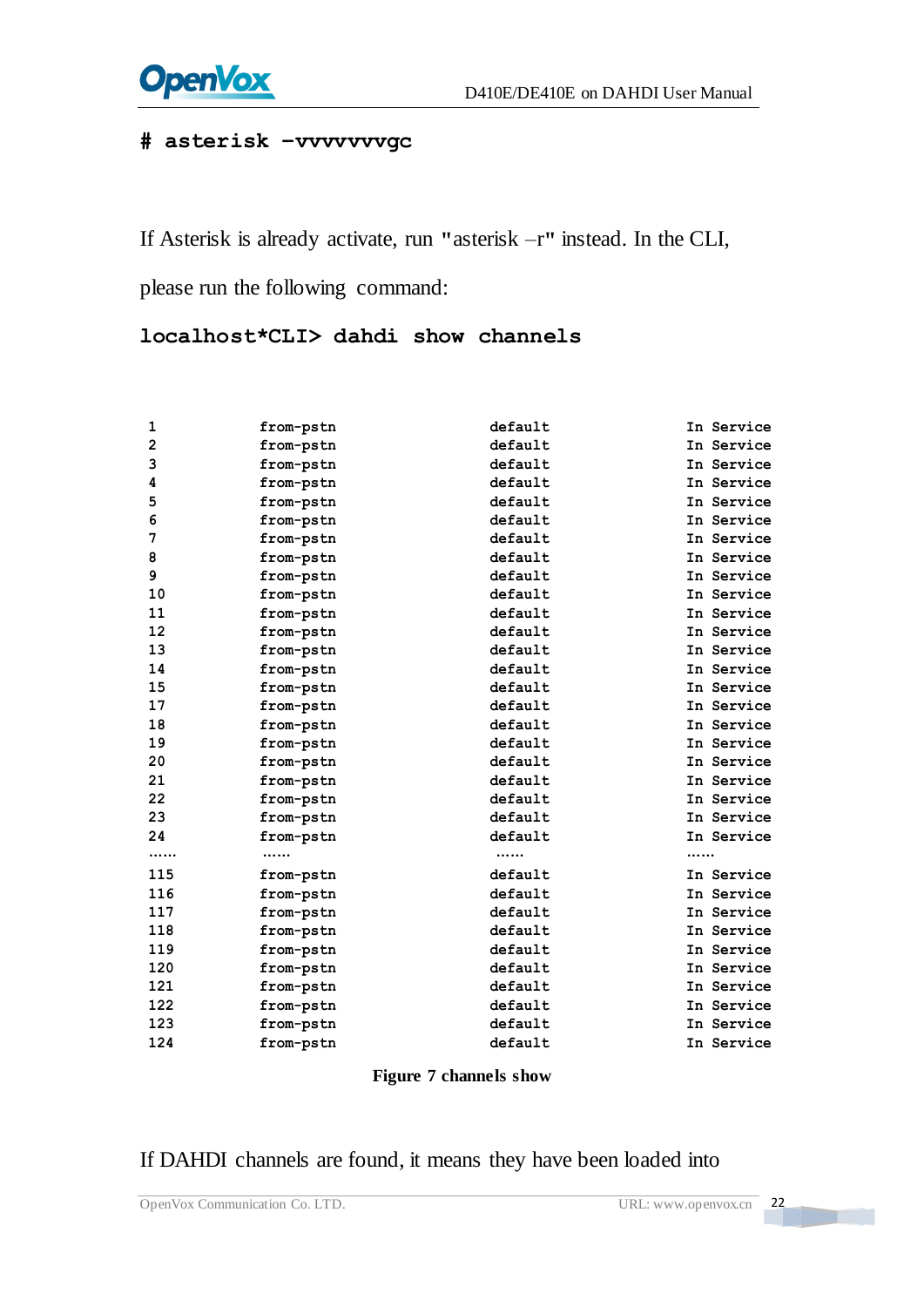```
# asterisk -vvvvvvvgc
```

If Asterisk is already activate, run "asterisk –r" instead. In the CLI, please run the following command:

```
localhost*CLI> dahdi show channels
```

```
1       from-pstn       default       In Service
2       from-pstn       default       In Service
3       from-pstn       default       In Service
4       from-pstn       default       In Service
5       from-pstn       default       In Service
6       from-pstn       default       In Service
7       from-pstn       default       In Service
8       from-pstn       default       In Service
9       from-pstn       default       In Service
10      from-pstn       default       In Service
11      from-pstn       default       In Service
12      from-pstn       default       In Service
13      from-pstn       default       In Service
14      from-pstn       default       In Service
15      from-pstn       default       In Service
17      from-pstn       default       In Service
18      from-pstn       default       In Service
19      from-pstn       default       In Service
20      from-pstn       default       In Service
21      from-pstn       default       In Service
22      from-pstn       default       In Service
23      from-pstn       default       In Service
24      from-pstn       default       In Service
......  ......          ......        ......
115     from-pstn       default       In Service
116     from-pstn       default       In Service
117     from-pstn       default       In Service
118     from-pstn       default       In Service
119     from-pstn       default       In Service
120     from-pstn       default       In Service
121     from-pstn       default       In Service
122     from-pstn       default       In Service
123     from-pstn       default       In Service
124     from-pstn       default       In Service
```

**Figure 7 channels show**

If DAHDI channels are found, it means they have been loaded into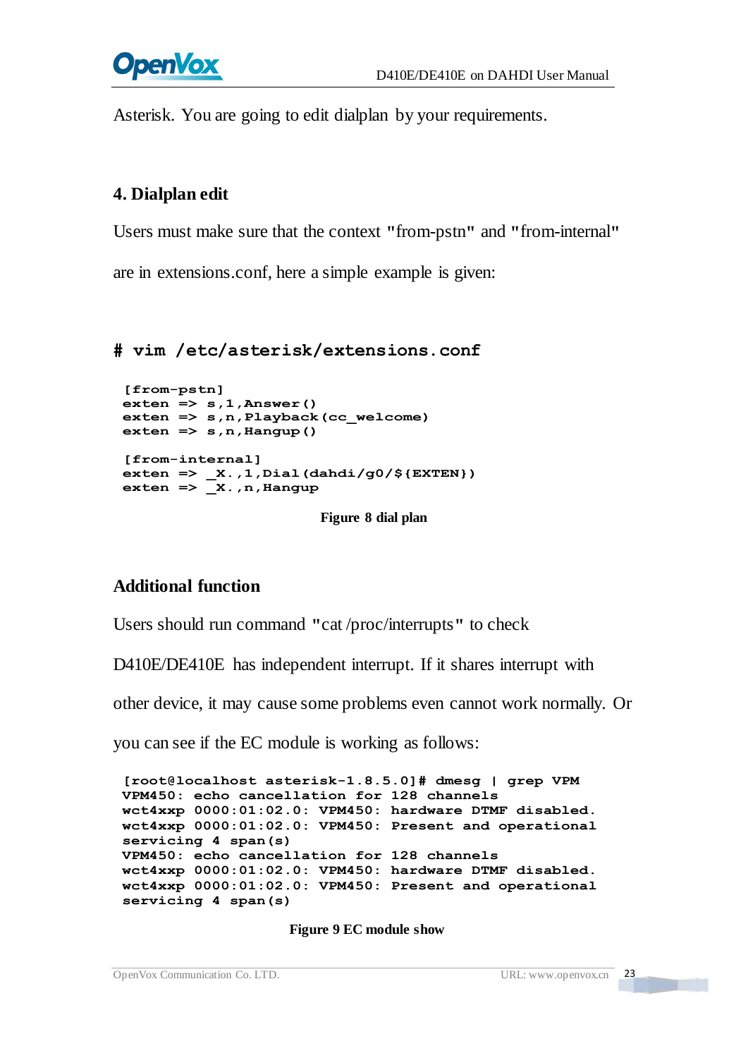Asterisk. You are going to edit dialplan by your requirements.

## 4. Dialplan edit

Users must make sure that the context "from-pstn" and "from-internal" are in extensions.conf, here a simple example is given:

**# vim /etc/asterisk/extensions.conf**

```
[from-pstn]
exten => s,1,Answer()
exten => s,n,Playback(cc_welcome)
exten => s,n,Hangup()

[from-internal]
exten => _X.,1,Dial(dahdi/g0/${EXTEN})
exten => _X.,n,Hangup
```

**Figure 8 dial plan**

## Additional function

Users should run command "cat /proc/interrupts" to check D410E/DE410E has independent interrupt. If it shares interrupt with other device, it may cause some problems even cannot work normally. Or you can see if the EC module is working as follows:

```
[root@localhost asterisk-1.8.5.0]# dmesg | grep VPM
VPM450: echo cancellation for 128 channels
wct4xxp 0000:01:02.0: VPM450: hardware DTMF disabled.
wct4xxp 0000:01:02.0: VPM450: Present and operational
servicing 4 span(s)
VPM450: echo cancellation for 128 channels
wct4xxp 0000:01:02.0: VPM450: hardware DTMF disabled.
wct4xxp 0000:01:02.0: VPM450: Present and operational
servicing 4 span(s)
```

**Figure 9 EC module show**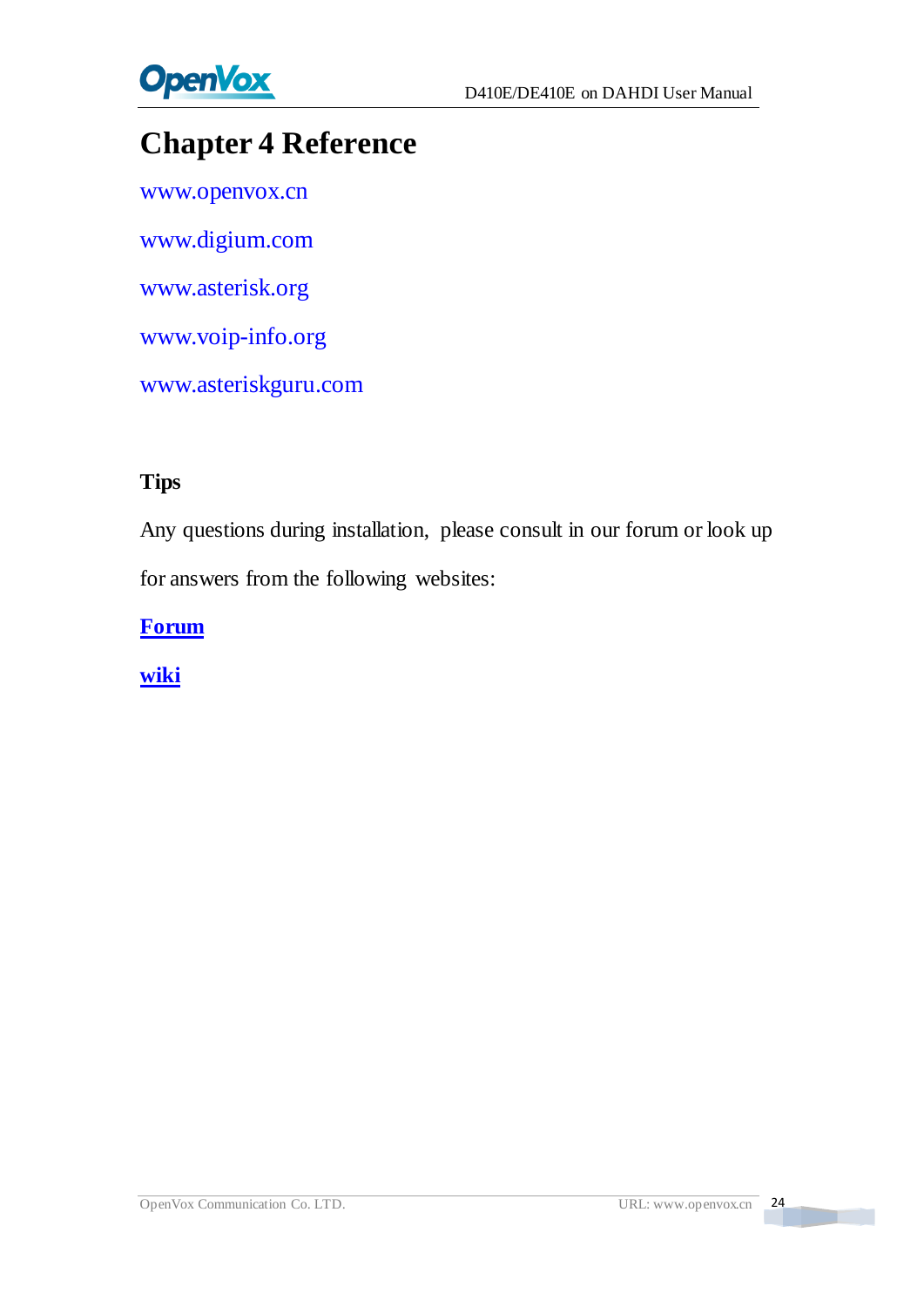# Chapter 4 Reference

www.openvox.cn

www.digium.com

www.asterisk.org

www.voip-info.org

www.asteriskguru.com

**Tips**

Any questions during installation, please consult in our forum or look up for answers from the following websites:

**Forum**

**wiki**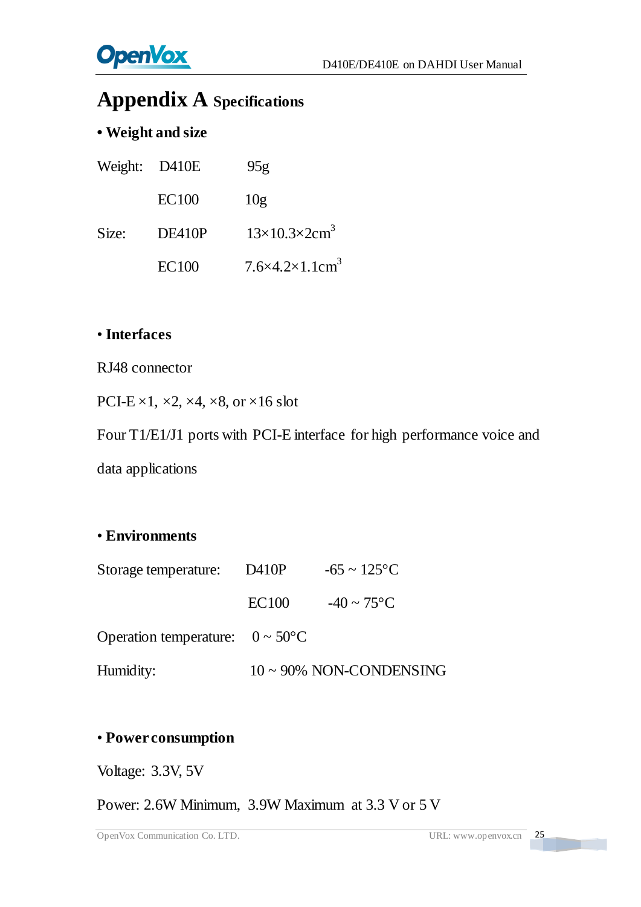# Appendix A Specifications

**• Weight and size**

| | | |
|---|---|---|
| Weight: | D410E | 95g |
| | EC100 | 10g |
| Size: | DE410P | $13\times10.3\times2cm^3$ |
| | EC100 | $7.6\times4.2\times1.1cm^3$ |

**• Interfaces**

RJ48 connector

PCI-E ×1, ×2, ×4, ×8, or ×16 slot

Four T1/E1/J1 ports with PCI-E interface for high performance voice and data applications

**• Environments**

| | | |
|---|---|---|
| Storage temperature: | D410P | -65 ~ 125°C |
| | EC100 | -40 ~ 75°C |
| Operation temperature: | 0 ~ 50°C | |
| Humidity: | 10 ~ 90% NON-CONDENSING | |

**• Power consumption**

Voltage: 3.3V, 5V

Power: 2.6W Minimum, 3.9W Maximum at 3.3 V or 5 V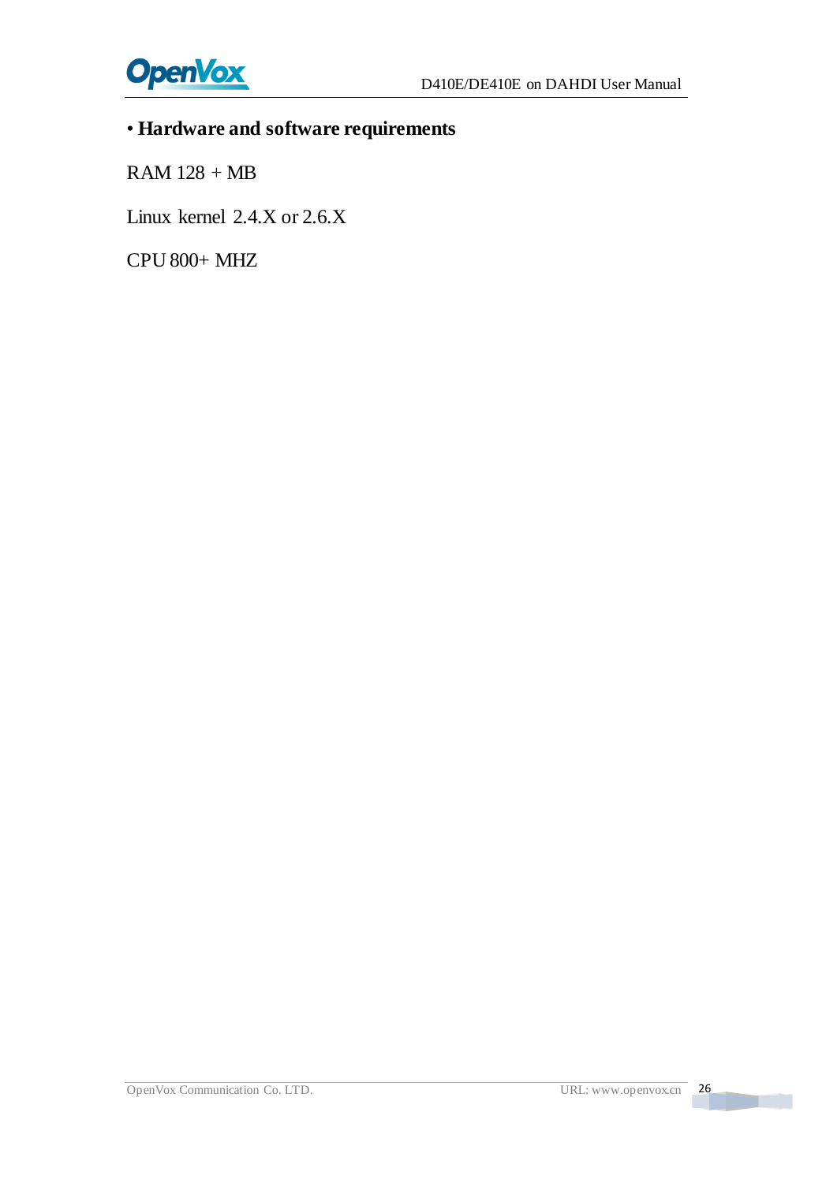• **Hardware and software requirements**

RAM 128 + MB

Linux kernel 2.4.X or 2.6.X

CPU 800+ MHZ